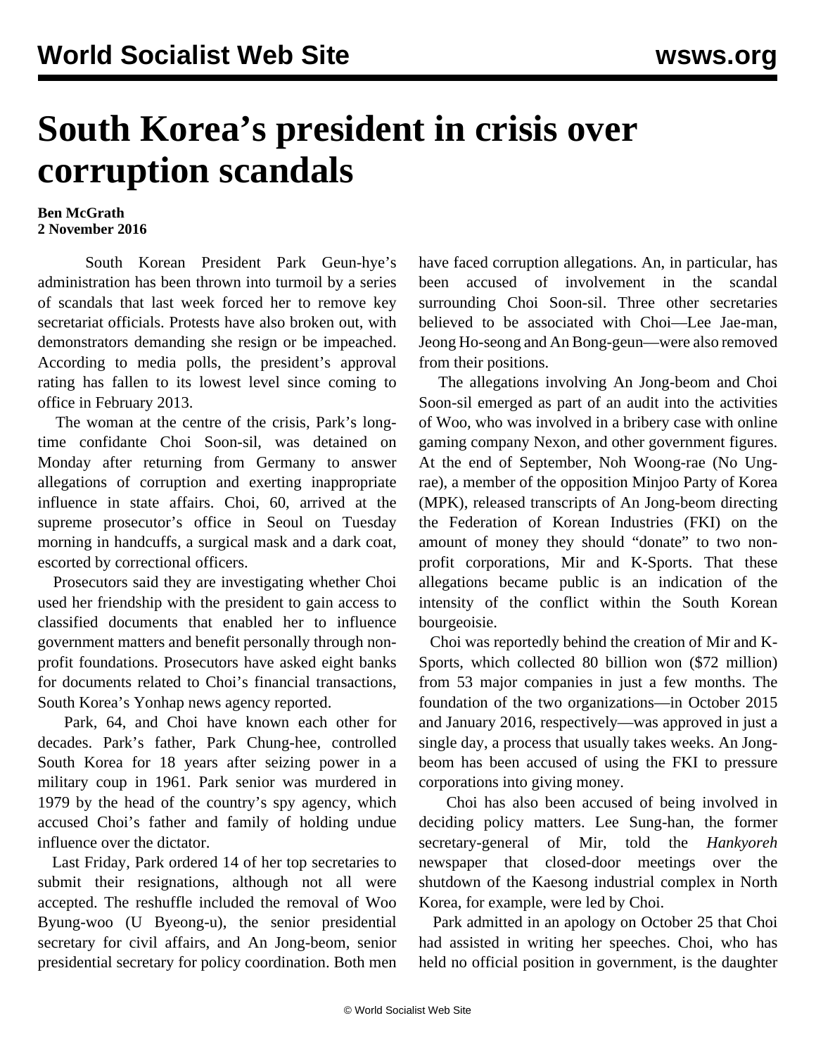# South Korea's president in crisis over corruption scandals

**Ben McGrath**
**2 November 2016**

South Korean President Park Geun-hye's administration has been thrown into turmoil by a series of scandals that last week forced her to remove key secretariat officials. Protests have also broken out, with demonstrators demanding she resign or be impeached. According to media polls, the president's approval rating has fallen to its lowest level since coming to office in February 2013.

The woman at the centre of the crisis, Park's long-time confidante Choi Soon-sil, was detained on Monday after returning from Germany to answer allegations of corruption and exerting inappropriate influence in state affairs. Choi, 60, arrived at the supreme prosecutor's office in Seoul on Tuesday morning in handcuffs, a surgical mask and a dark coat, escorted by correctional officers.

Prosecutors said they are investigating whether Choi used her friendship with the president to gain access to classified documents that enabled her to influence government matters and benefit personally through non-profit foundations. Prosecutors have asked eight banks for documents related to Choi's financial transactions, South Korea's Yonhap news agency reported.

Park, 64, and Choi have known each other for decades. Park's father, Park Chung-hee, controlled South Korea for 18 years after seizing power in a military coup in 1961. Park senior was murdered in 1979 by the head of the country's spy agency, which accused Choi's father and family of holding undue influence over the dictator.

Last Friday, Park ordered 14 of her top secretaries to submit their resignations, although not all were accepted. The reshuffle included the removal of Woo Byung-woo (U Byeong-u), the senior presidential secretary for civil affairs, and An Jong-beom, senior presidential secretary for policy coordination. Both men have faced corruption allegations. An, in particular, has been accused of involvement in the scandal surrounding Choi Soon-sil. Three other secretaries believed to be associated with Choi—Lee Jae-man, Jeong Ho-seong and An Bong-geun—were also removed from their positions.

The allegations involving An Jong-beom and Choi Soon-sil emerged as part of an audit into the activities of Woo, who was involved in a bribery case with online gaming company Nexon, and other government figures. At the end of September, Noh Woong-rae (No Ung-rae), a member of the opposition Minjoo Party of Korea (MPK), released transcripts of An Jong-beom directing the Federation of Korean Industries (FKI) on the amount of money they should "donate" to two non-profit corporations, Mir and K-Sports. That these allegations became public is an indication of the intensity of the conflict within the South Korean bourgeoisie.

Choi was reportedly behind the creation of Mir and K-Sports, which collected 80 billion won ($72 million) from 53 major companies in just a few months. The foundation of the two organizations—in October 2015 and January 2016, respectively—was approved in just a single day, a process that usually takes weeks. An Jong-beom has been accused of using the FKI to pressure corporations into giving money.

Choi has also been accused of being involved in deciding policy matters. Lee Sung-han, the former secretary-general of Mir, told the *Hankyoreh* newspaper that closed-door meetings over the shutdown of the Kaesong industrial complex in North Korea, for example, were led by Choi.

Park admitted in an apology on October 25 that Choi had assisted in writing her speeches. Choi, who has held no official position in government, is the daughter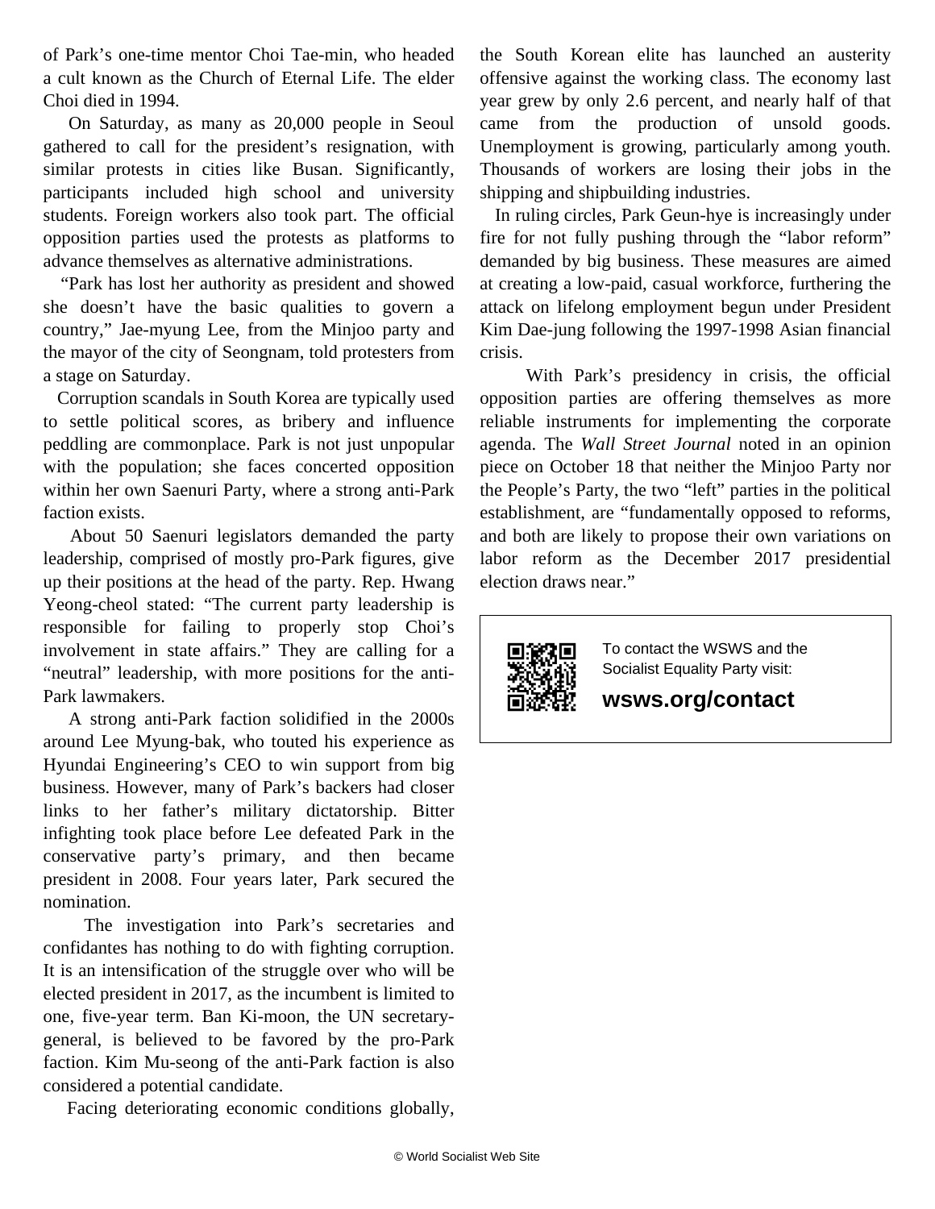of Park's one-time mentor Choi Tae-min, who headed a cult known as the Church of Eternal Life. The elder Choi died in 1994.

On Saturday, as many as 20,000 people in Seoul gathered to call for the president's resignation, with similar protests in cities like Busan. Significantly, participants included high school and university students. Foreign workers also took part. The official opposition parties used the protests as platforms to advance themselves as alternative administrations.

"Park has lost her authority as president and showed she doesn't have the basic qualities to govern a country," Jae-myung Lee, from the Minjoo party and the mayor of the city of Seongnam, told protesters from a stage on Saturday.

Corruption scandals in South Korea are typically used to settle political scores, as bribery and influence peddling are commonplace. Park is not just unpopular with the population; she faces concerted opposition within her own Saenuri Party, where a strong anti-Park faction exists.

About 50 Saenuri legislators demanded the party leadership, comprised of mostly pro-Park figures, give up their positions at the head of the party. Rep. Hwang Yeong-cheol stated: "The current party leadership is responsible for failing to properly stop Choi's involvement in state affairs." They are calling for a "neutral" leadership, with more positions for the anti-Park lawmakers.

A strong anti-Park faction solidified in the 2000s around Lee Myung-bak, who touted his experience as Hyundai Engineering's CEO to win support from big business. However, many of Park's backers had closer links to her father's military dictatorship. Bitter infighting took place before Lee defeated Park in the conservative party's primary, and then became president in 2008. Four years later, Park secured the nomination.

The investigation into Park's secretaries and confidantes has nothing to do with fighting corruption. It is an intensification of the struggle over who will be elected president in 2017, as the incumbent is limited to one, five-year term. Ban Ki-moon, the UN secretary-general, is believed to be favored by the pro-Park faction. Kim Mu-seong of the anti-Park faction is also considered a potential candidate.

Facing deteriorating economic conditions globally, the South Korean elite has launched an austerity offensive against the working class. The economy last year grew by only 2.6 percent, and nearly half of that came from the production of unsold goods. Unemployment is growing, particularly among youth. Thousands of workers are losing their jobs in the shipping and shipbuilding industries.

In ruling circles, Park Geun-hye is increasingly under fire for not fully pushing through the "labor reform" demanded by big business. These measures are aimed at creating a low-paid, casual workforce, furthering the attack on lifelong employment begun under President Kim Dae-jung following the 1997-1998 Asian financial crisis.

With Park's presidency in crisis, the official opposition parties are offering themselves as more reliable instruments for implementing the corporate agenda. The *Wall Street Journal* noted in an opinion piece on October 18 that neither the Minjoo Party nor the People's Party, the two "left" parties in the political establishment, are "fundamentally opposed to reforms, and both are likely to propose their own variations on labor reform as the December 2017 presidential election draws near."

To contact the WSWS and the Socialist Equality Party visit:

**wsws.org/contact**